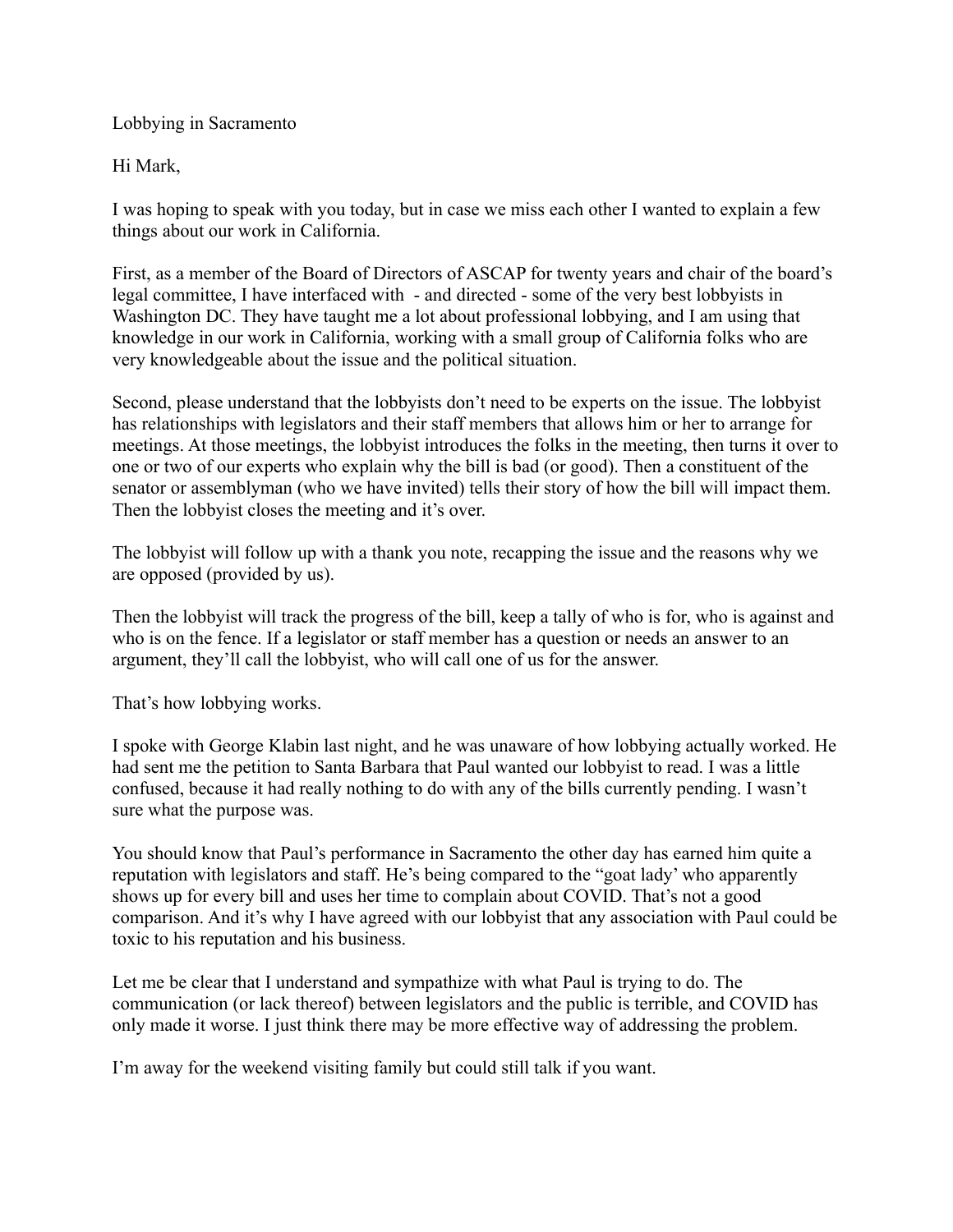Lobbying in Sacramento

Hi Mark,

I was hoping to speak with you today, but in case we miss each other I wanted to explain a few things about our work in California.

First, as a member of the Board of Directors of ASCAP for twenty years and chair of the board's legal committee, I have interfaced with - and directed - some of the very best lobbyists in Washington DC. They have taught me a lot about professional lobbying, and I am using that knowledge in our work in California, working with a small group of California folks who are very knowledgeable about the issue and the political situation.

Second, please understand that the lobbyists don't need to be experts on the issue. The lobbyist has relationships with legislators and their staff members that allows him or her to arrange for meetings. At those meetings, the lobbyist introduces the folks in the meeting, then turns it over to one or two of our experts who explain why the bill is bad (or good). Then a constituent of the senator or assemblyman (who we have invited) tells their story of how the bill will impact them. Then the lobbyist closes the meeting and it's over.

The lobbyist will follow up with a thank you note, recapping the issue and the reasons why we are opposed (provided by us).

Then the lobbyist will track the progress of the bill, keep a tally of who is for, who is against and who is on the fence. If a legislator or staff member has a question or needs an answer to an argument, they'll call the lobbyist, who will call one of us for the answer.

That's how lobbying works.

I spoke with George Klabin last night, and he was unaware of how lobbying actually worked. He had sent me the petition to Santa Barbara that Paul wanted our lobbyist to read. I was a little confused, because it had really nothing to do with any of the bills currently pending. I wasn't sure what the purpose was.

You should know that Paul's performance in Sacramento the other day has earned him quite a reputation with legislators and staff. He's being compared to the "goat lady' who apparently shows up for every bill and uses her time to complain about COVID. That's not a good comparison. And it's why I have agreed with our lobbyist that any association with Paul could be toxic to his reputation and his business.

Let me be clear that I understand and sympathize with what Paul is trying to do. The communication (or lack thereof) between legislators and the public is terrible, and COVID has only made it worse. I just think there may be more effective way of addressing the problem.

I'm away for the weekend visiting family but could still talk if you want.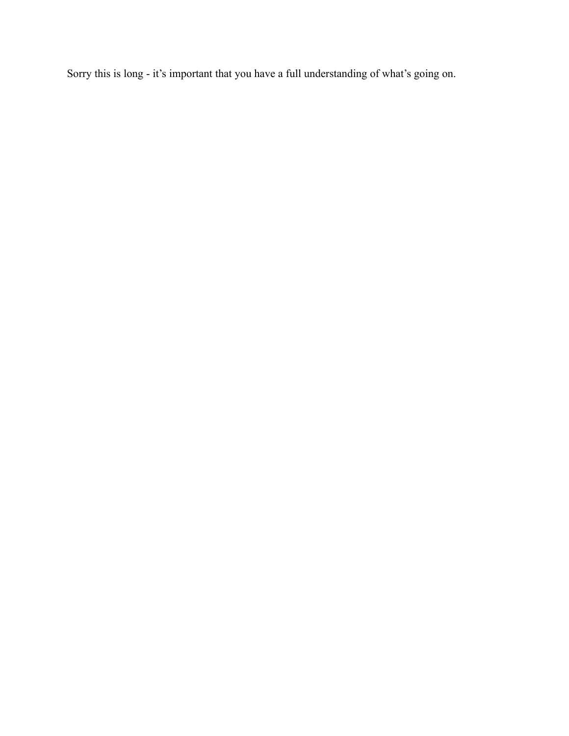Sorry this is long - it's important that you have a full understanding of what's going on.